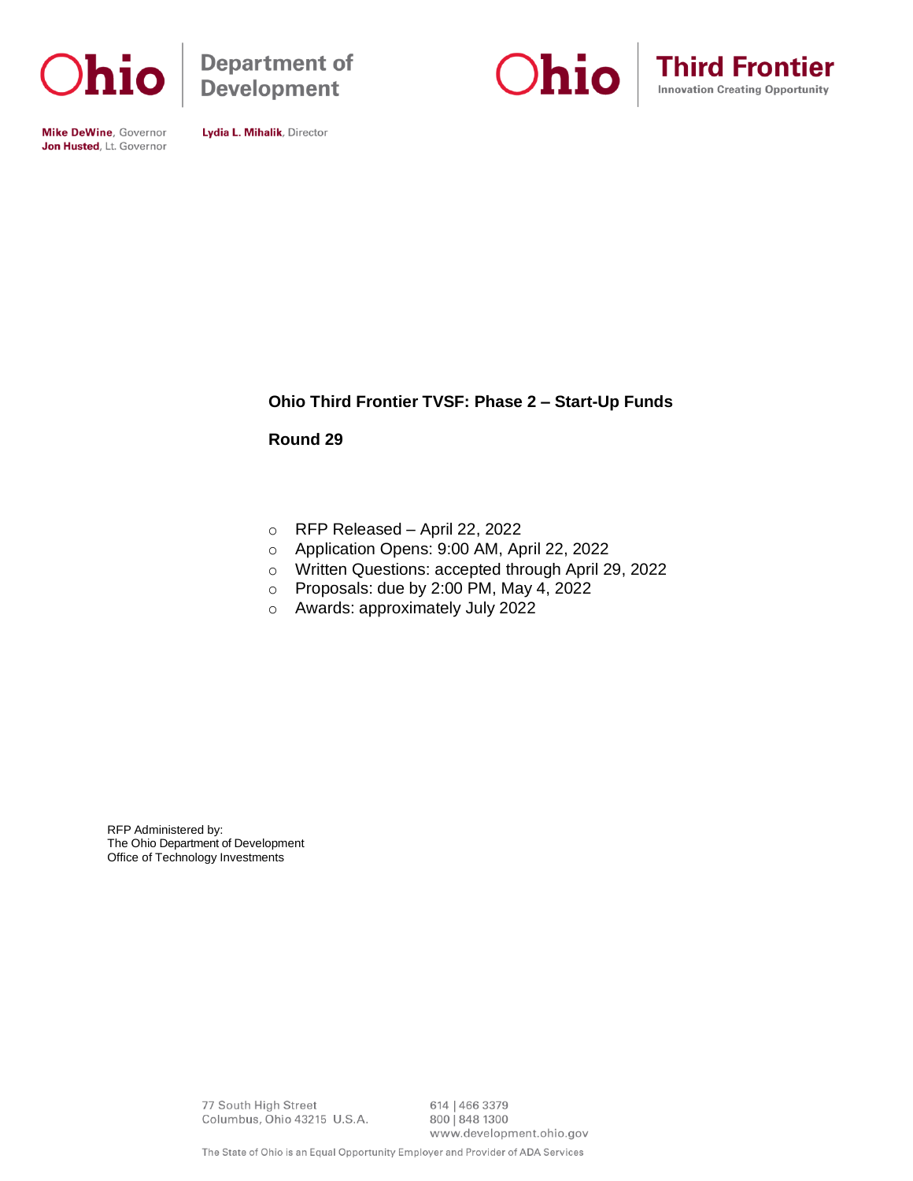Ohio Department of Development

Ohio Third Frontier
Innovation Creating Opportunity

**Mike DeWine**, Governor
**Jon Husted**, Lt. Governor

**Lydia L. Mihalik**, Director

# Ohio Third Frontier TVSF: Phase 2 – Start-Up Funds

## Round 29

- RFP Released – April 22, 2022
- Application Opens: 9:00 AM, April 22, 2022
- Written Questions: accepted through April 29, 2022
- Proposals: due by 2:00 PM, May 4, 2022
- Awards: approximately July 2022

RFP Administered by:
The Ohio Department of Development
Office of Technology Investments

77 South High Street
Columbus, Ohio 43215 U.S.A.

614 | 466 3379
800 | 848 1300
www.development.ohio.gov

The State of Ohio is an Equal Opportunity Employer and Provider of ADA Services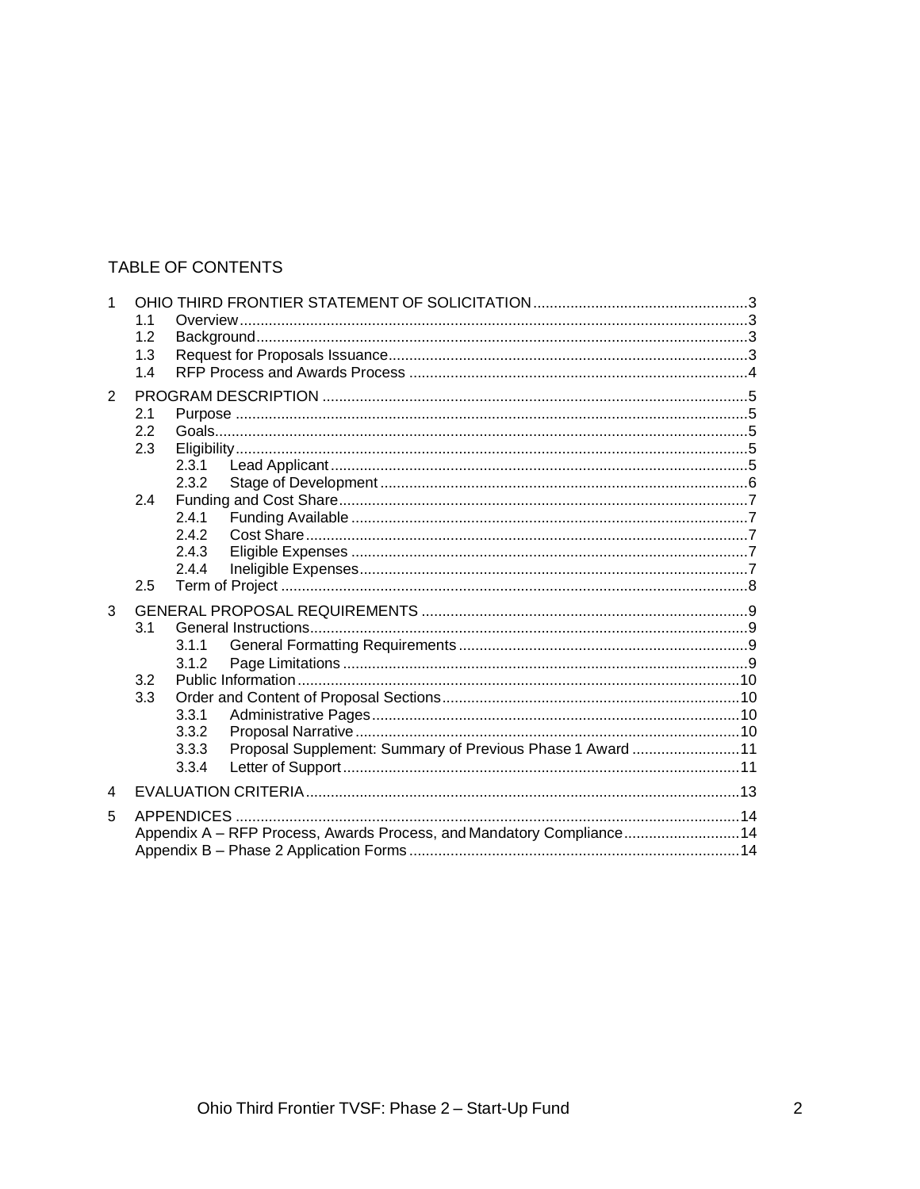## TABLE OF CONTENTS

1 OHIO THIRD FRONTIER STATEMENT OF SOLICITATION....................................................3
  1.1 Overview..........................................................................................................3
  1.2 Background......................................................................................................3
  1.3 Request for Proposals Issuance......................................................................3
  1.4 RFP Process and Awards Process .................................................................4
2 PROGRAM DESCRIPTION ......................................................................................5
  2.1 Purpose ...........................................................................................................5
  2.2 Goals................................................................................................................5
  2.3 Eligibility...........................................................................................................5
    2.3.1 Lead Applicant....................................................................................5
    2.3.2 Stage of Development ........................................................................6
  2.4 Funding and Cost Share..................................................................................7
    2.4.1 Funding Available ...............................................................................7
    2.4.2 Cost Share..........................................................................................7
    2.4.3 Eligible Expenses ...............................................................................7
    2.4.4 Ineligible Expenses.............................................................................7
  2.5 Term of Project ................................................................................................8
3 GENERAL PROPOSAL REQUIREMENTS ..............................................................9
  3.1 General Instructions.........................................................................................9
    3.1.1 General Formatting Requirements .....................................................9
    3.1.2 Page Limitations .................................................................................9
  3.2 Public Information..........................................................................................10
  3.3 Order and Content of Proposal Sections.......................................................10
    3.3.1 Administrative Pages........................................................................10
    3.3.2 Proposal Narrative ............................................................................10
    3.3.3 Proposal Supplement: Summary of Previous Phase 1 Award ..........................11
    3.3.4 Letter of Support...............................................................................11
4 EVALUATION CRITERIA........................................................................................13
5 APPENDICES .........................................................................................................14
  Appendix A – RFP Process, Awards Process, and Mandatory Compliance............................14
  Appendix B – Phase 2 Application Forms ...............................................................14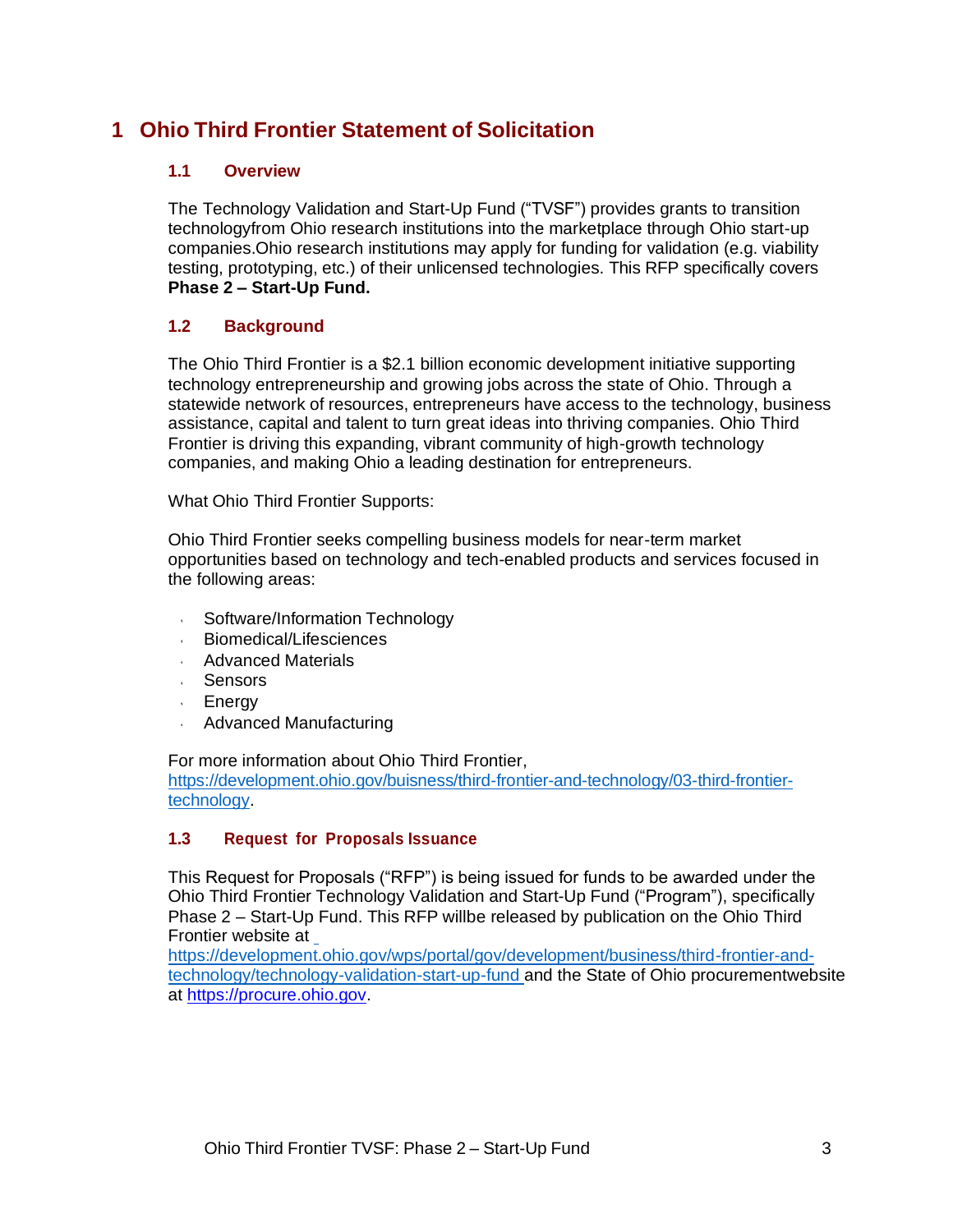# 1 Ohio Third Frontier Statement of Solicitation

## 1.1 Overview

The Technology Validation and Start-Up Fund ("TVSF") provides grants to transition technologyfrom Ohio research institutions into the marketplace through Ohio start-up companies.Ohio research institutions may apply for funding for validation (e.g. viability testing, prototyping, etc.) of their unlicensed technologies. This RFP specifically covers **Phase 2 – Start-Up Fund.**

## 1.2 Background

The Ohio Third Frontier is a $2.1 billion economic development initiative supporting technology entrepreneurship and growing jobs across the state of Ohio. Through a statewide network of resources, entrepreneurs have access to the technology, business assistance, capital and talent to turn great ideas into thriving companies. Ohio Third Frontier is driving this expanding, vibrant community of high-growth technology companies, and making Ohio a leading destination for entrepreneurs.

What Ohio Third Frontier Supports:

Ohio Third Frontier seeks compelling business models for near-term market opportunities based on technology and tech-enabled products and services focused in the following areas:

- Software/Information Technology
- Biomedical/Lifesciences
- Advanced Materials
- Sensors
- Energy
- Advanced Manufacturing

For more information about Ohio Third Frontier, https://development.ohio.gov/buisness/third-frontier-and-technology/03-third-frontier-technology.

## 1.3 Request for Proposals Issuance

This Request for Proposals ("RFP") is being issued for funds to be awarded under the Ohio Third Frontier Technology Validation and Start-Up Fund ("Program"), specifically Phase 2 – Start-Up Fund. This RFP willbe released by publication on the Ohio Third Frontier website at https://development.ohio.gov/wps/portal/gov/development/business/third-frontier-and-technology/technology-validation-start-up-fund and the State of Ohio procurementwebsite at https://procure.ohio.gov.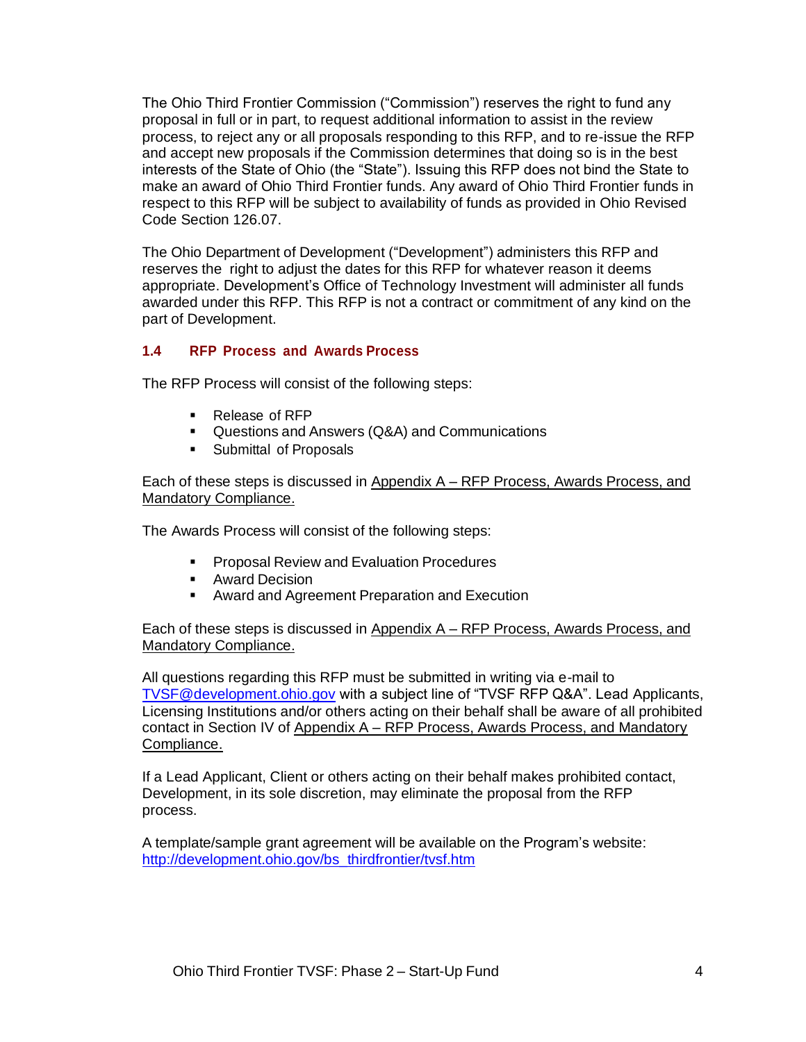The Ohio Third Frontier Commission ("Commission") reserves the right to fund any proposal in full or in part, to request additional information to assist in the review process, to reject any or all proposals responding to this RFP, and to re-issue the RFP and accept new proposals if the Commission determines that doing so is in the best interests of the State of Ohio (the "State"). Issuing this RFP does not bind the State to make an award of Ohio Third Frontier funds. Any award of Ohio Third Frontier funds in respect to this RFP will be subject to availability of funds as provided in Ohio Revised Code Section 126.07.

The Ohio Department of Development ("Development") administers this RFP and reserves the right to adjust the dates for this RFP for whatever reason it deems appropriate. Development's Office of Technology Investment will administer all funds awarded under this RFP. This RFP is not a contract or commitment of any kind on the part of Development.

### 1.4 RFP Process and Awards Process

The RFP Process will consist of the following steps:

- Release of RFP
- Questions and Answers (Q&A) and Communications
- Submittal of Proposals

Each of these steps is discussed in Appendix A – RFP Process, Awards Process, and Mandatory Compliance.

The Awards Process will consist of the following steps:

- Proposal Review and Evaluation Procedures
- Award Decision
- Award and Agreement Preparation and Execution

Each of these steps is discussed in Appendix A – RFP Process, Awards Process, and Mandatory Compliance.

All questions regarding this RFP must be submitted in writing via e-mail to TVSF@development.ohio.gov with a subject line of "TVSF RFP Q&A". Lead Applicants, Licensing Institutions and/or others acting on their behalf shall be aware of all prohibited contact in Section IV of Appendix A – RFP Process, Awards Process, and Mandatory Compliance.

If a Lead Applicant, Client or others acting on their behalf makes prohibited contact, Development, in its sole discretion, may eliminate the proposal from the RFP process.

A template/sample grant agreement will be available on the Program's website: http://development.ohio.gov/bs_thirdfrontier/tvsf.htm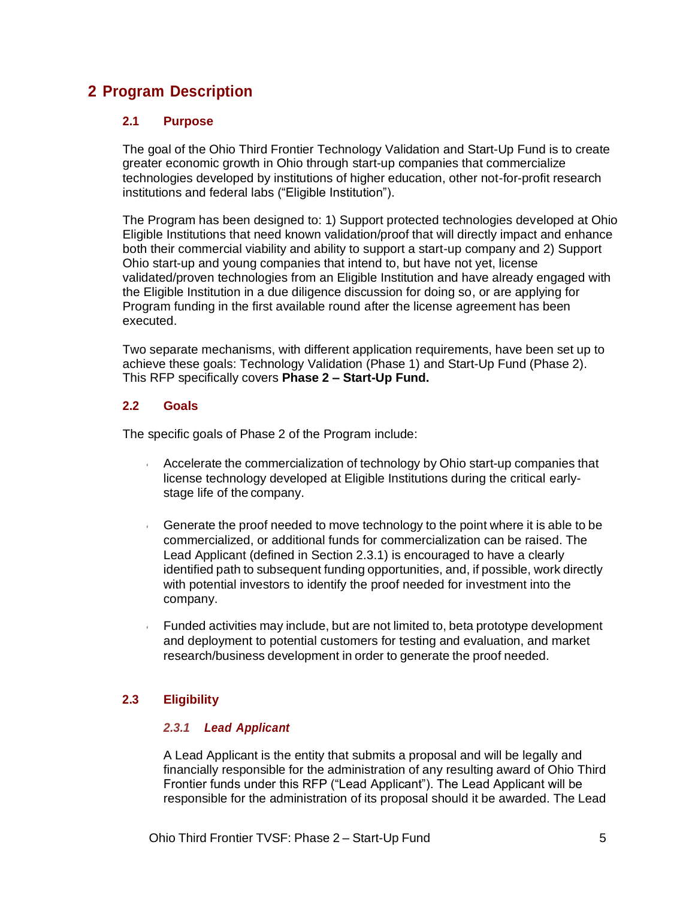# 2 Program Description

## 2.1 Purpose

The goal of the Ohio Third Frontier Technology Validation and Start-Up Fund is to create greater economic growth in Ohio through start-up companies that commercialize technologies developed by institutions of higher education, other not-for-profit research institutions and federal labs ("Eligible Institution").

The Program has been designed to: 1) Support protected technologies developed at Ohio Eligible Institutions that need known validation/proof that will directly impact and enhance both their commercial viability and ability to support a start-up company and 2) Support Ohio start-up and young companies that intend to, but have not yet, license validated/proven technologies from an Eligible Institution and have already engaged with the Eligible Institution in a due diligence discussion for doing so, or are applying for Program funding in the first available round after the license agreement has been executed.

Two separate mechanisms, with different application requirements, have been set up to achieve these goals: Technology Validation (Phase 1) and Start-Up Fund (Phase 2). This RFP specifically covers **Phase 2 – Start-Up Fund.**

## 2.2 Goals

The specific goals of Phase 2 of the Program include:

- Accelerate the commercialization of technology by Ohio start-up companies that license technology developed at Eligible Institutions during the critical early-stage life of the company.

- Generate the proof needed to move technology to the point where it is able to be commercialized, or additional funds for commercialization can be raised. The Lead Applicant (defined in Section 2.3.1) is encouraged to have a clearly identified path to subsequent funding opportunities, and, if possible, work directly with potential investors to identify the proof needed for investment into the company.

- Funded activities may include, but are not limited to, beta prototype development and deployment to potential customers for testing and evaluation, and market research/business development in order to generate the proof needed.

## 2.3 Eligibility

### *2.3.1 Lead Applicant*

A Lead Applicant is the entity that submits a proposal and will be legally and financially responsible for the administration of any resulting award of Ohio Third Frontier funds under this RFP ("Lead Applicant"). The Lead Applicant will be responsible for the administration of its proposal should it be awarded. The Lead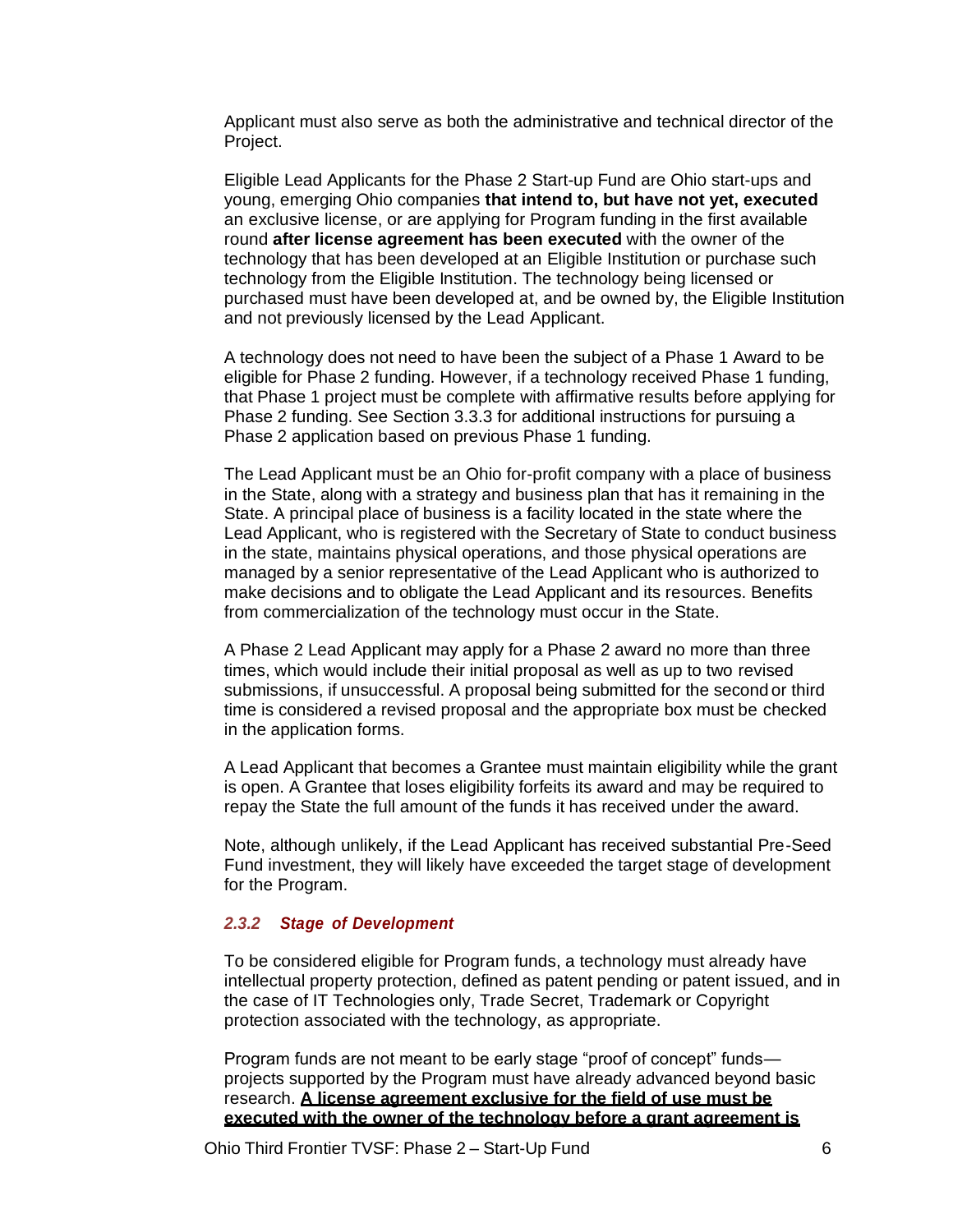Applicant must also serve as both the administrative and technical director of the Project.

Eligible Lead Applicants for the Phase 2 Start-up Fund are Ohio start-ups and young, emerging Ohio companies **that intend to, but have not yet, executed** an exclusive license, or are applying for Program funding in the first available round **after license agreement has been executed** with the owner of the technology that has been developed at an Eligible Institution or purchase such technology from the Eligible Institution. The technology being licensed or purchased must have been developed at, and be owned by, the Eligible Institution and not previously licensed by the Lead Applicant.

A technology does not need to have been the subject of a Phase 1 Award to be eligible for Phase 2 funding. However, if a technology received Phase 1 funding, that Phase 1 project must be complete with affirmative results before applying for Phase 2 funding. See Section 3.3.3 for additional instructions for pursuing a Phase 2 application based on previous Phase 1 funding.

The Lead Applicant must be an Ohio for-profit company with a place of business in the State, along with a strategy and business plan that has it remaining in the State. A principal place of business is a facility located in the state where the Lead Applicant, who is registered with the Secretary of State to conduct business in the state, maintains physical operations, and those physical operations are managed by a senior representative of the Lead Applicant who is authorized to make decisions and to obligate the Lead Applicant and its resources. Benefits from commercialization of the technology must occur in the State.

A Phase 2 Lead Applicant may apply for a Phase 2 award no more than three times, which would include their initial proposal as well as up to two revised submissions, if unsuccessful. A proposal being submitted for the second or third time is considered a revised proposal and the appropriate box must be checked in the application forms.

A Lead Applicant that becomes a Grantee must maintain eligibility while the grant is open. A Grantee that loses eligibility forfeits its award and may be required to repay the State the full amount of the funds it has received under the award.

Note, although unlikely, if the Lead Applicant has received substantial Pre-Seed Fund investment, they will likely have exceeded the target stage of development for the Program.

### *2.3.2 Stage of Development*

To be considered eligible for Program funds, a technology must already have intellectual property protection, defined as patent pending or patent issued, and in the case of IT Technologies only, Trade Secret, Trademark or Copyright protection associated with the technology, as appropriate.

Program funds are not meant to be early stage "proof of concept" funds—projects supported by the Program must have already advanced beyond basic research. **A license agreement exclusive for the field of use must be executed with the owner of the technology before a grant agreement is**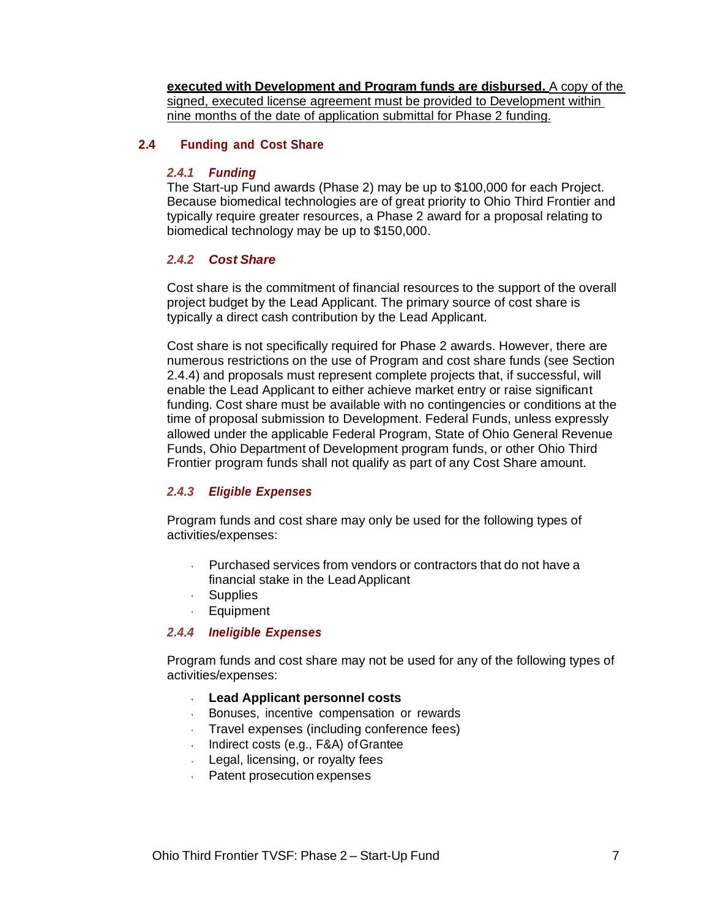**executed with Development and Program funds are disbursed.** A copy of the signed, executed license agreement must be provided to Development within nine months of the date of application submittal for Phase 2 funding.

## 2.4 Funding and Cost Share

### *2.4.1 Funding*

The Start-up Fund awards (Phase 2) may be up to $100,000 for each Project. Because biomedical technologies are of great priority to Ohio Third Frontier and typically require greater resources, a Phase 2 award for a proposal relating to biomedical technology may be up to $150,000.

### *2.4.2 Cost Share*

Cost share is the commitment of financial resources to the support of the overall project budget by the Lead Applicant. The primary source of cost share is typically a direct cash contribution by the Lead Applicant.

Cost share is not specifically required for Phase 2 awards. However, there are numerous restrictions on the use of Program and cost share funds (see Section 2.4.4) and proposals must represent complete projects that, if successful, will enable the Lead Applicant to either achieve market entry or raise significant funding. Cost share must be available with no contingencies or conditions at the time of proposal submission to Development. Federal Funds, unless expressly allowed under the applicable Federal Program, State of Ohio General Revenue Funds, Ohio Department of Development program funds, or other Ohio Third Frontier program funds shall not qualify as part of any Cost Share amount.

### *2.4.3 Eligible Expenses*

Program funds and cost share may only be used for the following types of activities/expenses:

- Purchased services from vendors or contractors that do not have a financial stake in the Lead Applicant
- Supplies
- Equipment

### *2.4.4 Ineligible Expenses*

Program funds and cost share may not be used for any of the following types of activities/expenses:

- **Lead Applicant personnel costs**
- Bonuses, incentive compensation or rewards
- Travel expenses (including conference fees)
- Indirect costs (e.g., F&A) of Grantee
- Legal, licensing, or royalty fees
- Patent prosecution expenses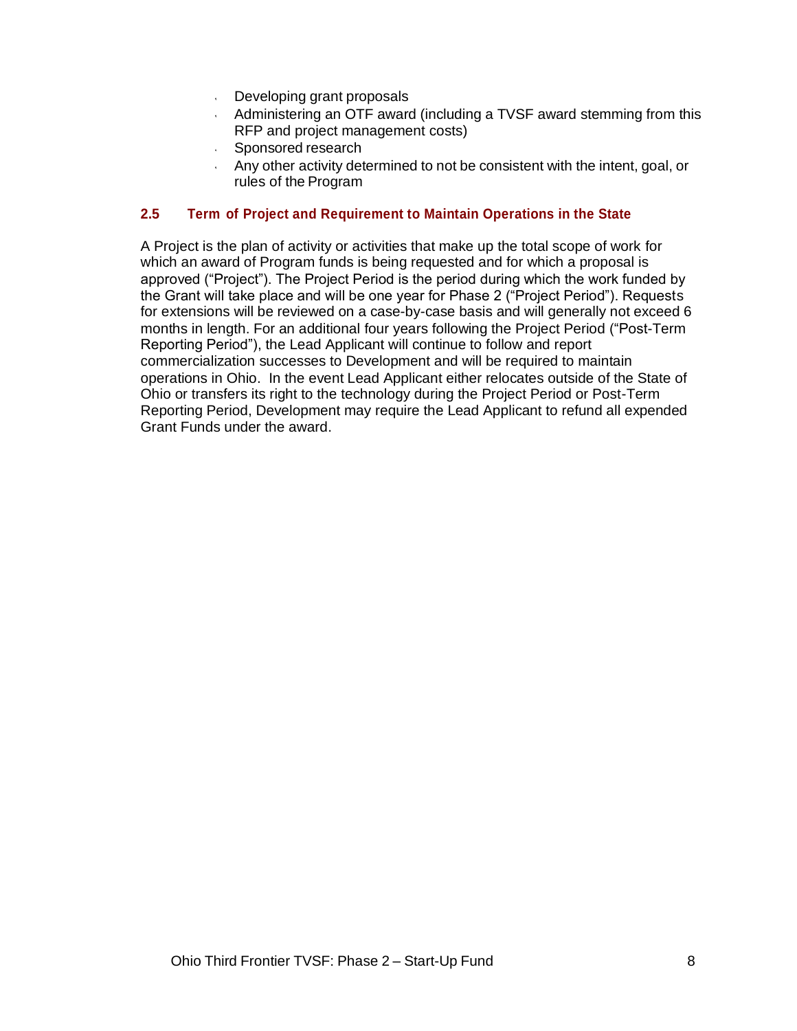- Developing grant proposals
- Administering an OTF award (including a TVSF award stemming from this RFP and project management costs)
- Sponsored research
- Any other activity determined to not be consistent with the intent, goal, or rules of the Program

### 2.5 Term of Project and Requirement to Maintain Operations in the State

A Project is the plan of activity or activities that make up the total scope of work for which an award of Program funds is being requested and for which a proposal is approved ("Project"). The Project Period is the period during which the work funded by the Grant will take place and will be one year for Phase 2 ("Project Period"). Requests for extensions will be reviewed on a case-by-case basis and will generally not exceed 6 months in length. For an additional four years following the Project Period ("Post-Term Reporting Period"), the Lead Applicant will continue to follow and report commercialization successes to Development and will be required to maintain operations in Ohio. In the event Lead Applicant either relocates outside of the State of Ohio or transfers its right to the technology during the Project Period or Post-Term Reporting Period, Development may require the Lead Applicant to refund all expended Grant Funds under the award.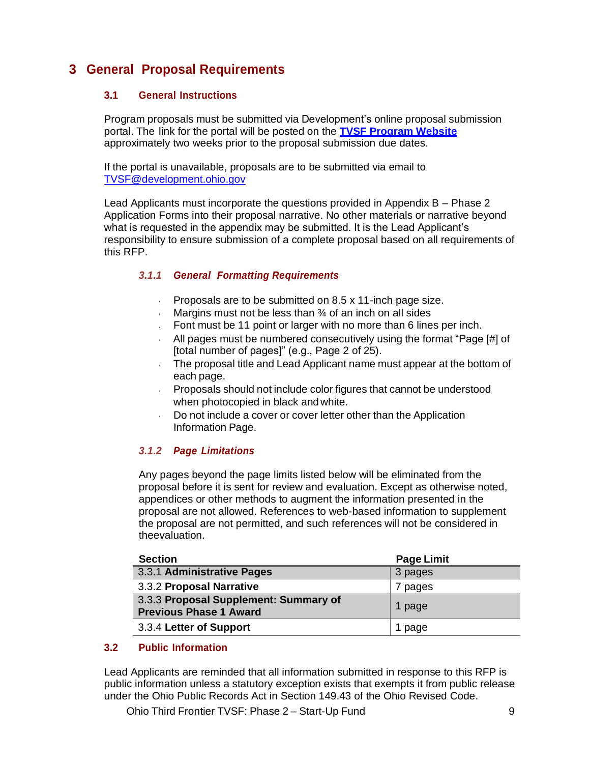# 3 General Proposal Requirements

## 3.1 General Instructions

Program proposals must be submitted via Development's online proposal submission portal. The link for the portal will be posted on the **[TVSF Program Website]** approximately two weeks prior to the proposal submission due dates.

If the portal is unavailable, proposals are to be submitted via email to TVSF@development.ohio.gov

Lead Applicants must incorporate the questions provided in Appendix B – Phase 2 Application Forms into their proposal narrative. No other materials or narrative beyond what is requested in the appendix may be submitted. It is the Lead Applicant's responsibility to ensure submission of a complete proposal based on all requirements of this RFP.

### *3.1.1 General Formatting Requirements*

- Proposals are to be submitted on 8.5 x 11-inch page size.
- Margins must not be less than ¾ of an inch on all sides
- Font must be 11 point or larger with no more than 6 lines per inch.
- All pages must be numbered consecutively using the format "Page [#] of [total number of pages]" (e.g., Page 2 of 25).
- The proposal title and Lead Applicant name must appear at the bottom of each page.
- Proposals should not include color figures that cannot be understood when photocopied in black and white.
- Do not include a cover or cover letter other than the Application Information Page.

### *3.1.2 Page Limitations*

Any pages beyond the page limits listed below will be eliminated from the proposal before it is sent for review and evaluation. Except as otherwise noted, appendices or other methods to augment the information presented in the proposal are not allowed. References to web-based information to supplement the proposal are not permitted, and such references will not be considered in theevaluation.

| Section | Page Limit |
|---|---|
| 3.3.1 **Administrative Pages** | 3 pages |
| 3.3.2 **Proposal Narrative** | 7 pages |
| 3.3.3 **Proposal Supplement: Summary of Previous Phase 1 Award** | 1 page |
| 3.3.4 **Letter of Support** | 1 page |

## 3.2 Public Information

Lead Applicants are reminded that all information submitted in response to this RFP is public information unless a statutory exception exists that exempts it from public release under the Ohio Public Records Act in Section 149.43 of the Ohio Revised Code.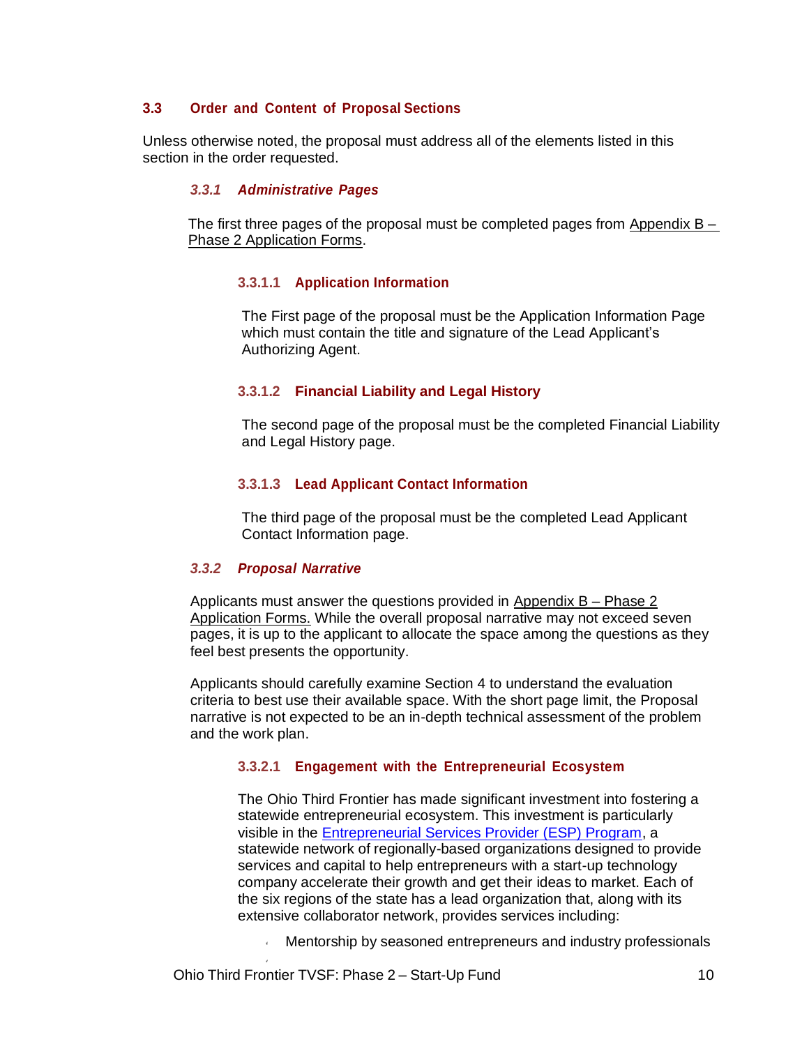## 3.3 Order and Content of Proposal Sections

Unless otherwise noted, the proposal must address all of the elements listed in this section in the order requested.

### *3.3.1 Administrative Pages*

The first three pages of the proposal must be completed pages from Appendix B – Phase 2 Application Forms.

#### 3.3.1.1 Application Information

The First page of the proposal must be the Application Information Page which must contain the title and signature of the Lead Applicant's Authorizing Agent.

#### 3.3.1.2 Financial Liability and Legal History

The second page of the proposal must be the completed Financial Liability and Legal History page.

#### 3.3.1.3 Lead Applicant Contact Information

The third page of the proposal must be the completed Lead Applicant Contact Information page.

### *3.3.2 Proposal Narrative*

Applicants must answer the questions provided in Appendix B – Phase 2 Application Forms. While the overall proposal narrative may not exceed seven pages, it is up to the applicant to allocate the space among the questions as they feel best presents the opportunity.

Applicants should carefully examine Section 4 to understand the evaluation criteria to best use their available space. With the short page limit, the Proposal narrative is not expected to be an in-depth technical assessment of the problem and the work plan.

#### 3.3.2.1 Engagement with the Entrepreneurial Ecosystem

The Ohio Third Frontier has made significant investment into fostering a statewide entrepreneurial ecosystem. This investment is particularly visible in the [Entrepreneurial Services Provider (ESP) Program](), a statewide network of regionally-based organizations designed to provide services and capital to help entrepreneurs with a start-up technology company accelerate their growth and get their ideas to market. Each of the six regions of the state has a lead organization that, along with its extensive collaborator network, provides services including:

- Mentorship by seasoned entrepreneurs and industry professionals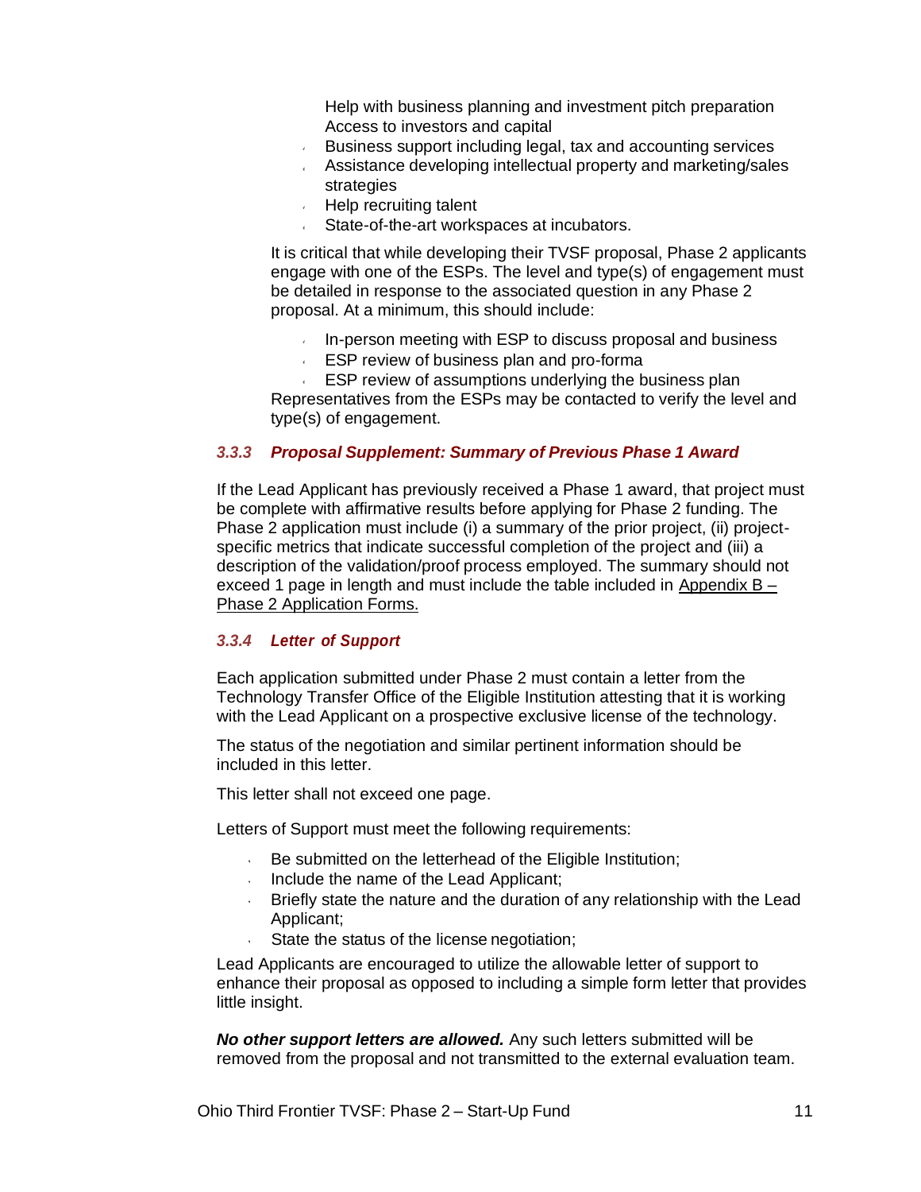- Help with business planning and investment pitch preparation
- Access to investors and capital
- Business support including legal, tax and accounting services
- Assistance developing intellectual property and marketing/sales strategies
- Help recruiting talent
- State-of-the-art workspaces at incubators.

It is critical that while developing their TVSF proposal, Phase 2 applicants engage with one of the ESPs. The level and type(s) of engagement must be detailed in response to the associated question in any Phase 2 proposal. At a minimum, this should include:

- In-person meeting with ESP to discuss proposal and business
- ESP review of business plan and pro-forma
- ESP review of assumptions underlying the business plan

Representatives from the ESPs may be contacted to verify the level and type(s) of engagement.

### *3.3.3 Proposal Supplement: Summary of Previous Phase 1 Award*

If the Lead Applicant has previously received a Phase 1 award, that project must be complete with affirmative results before applying for Phase 2 funding. The Phase 2 application must include (i) a summary of the prior project, (ii) project-specific metrics that indicate successful completion of the project and (iii) a description of the validation/proof process employed. The summary should not exceed 1 page in length and must include the table included in Appendix B – Phase 2 Application Forms.

### *3.3.4 Letter of Support*

Each application submitted under Phase 2 must contain a letter from the Technology Transfer Office of the Eligible Institution attesting that it is working with the Lead Applicant on a prospective exclusive license of the technology.

The status of the negotiation and similar pertinent information should be included in this letter.

This letter shall not exceed one page.

Letters of Support must meet the following requirements:

- Be submitted on the letterhead of the Eligible Institution;
- Include the name of the Lead Applicant;
- Briefly state the nature and the duration of any relationship with the Lead Applicant;
- State the status of the license negotiation;

Lead Applicants are encouraged to utilize the allowable letter of support to enhance their proposal as opposed to including a simple form letter that provides little insight.

***No other support letters are allowed.*** Any such letters submitted will be removed from the proposal and not transmitted to the external evaluation team.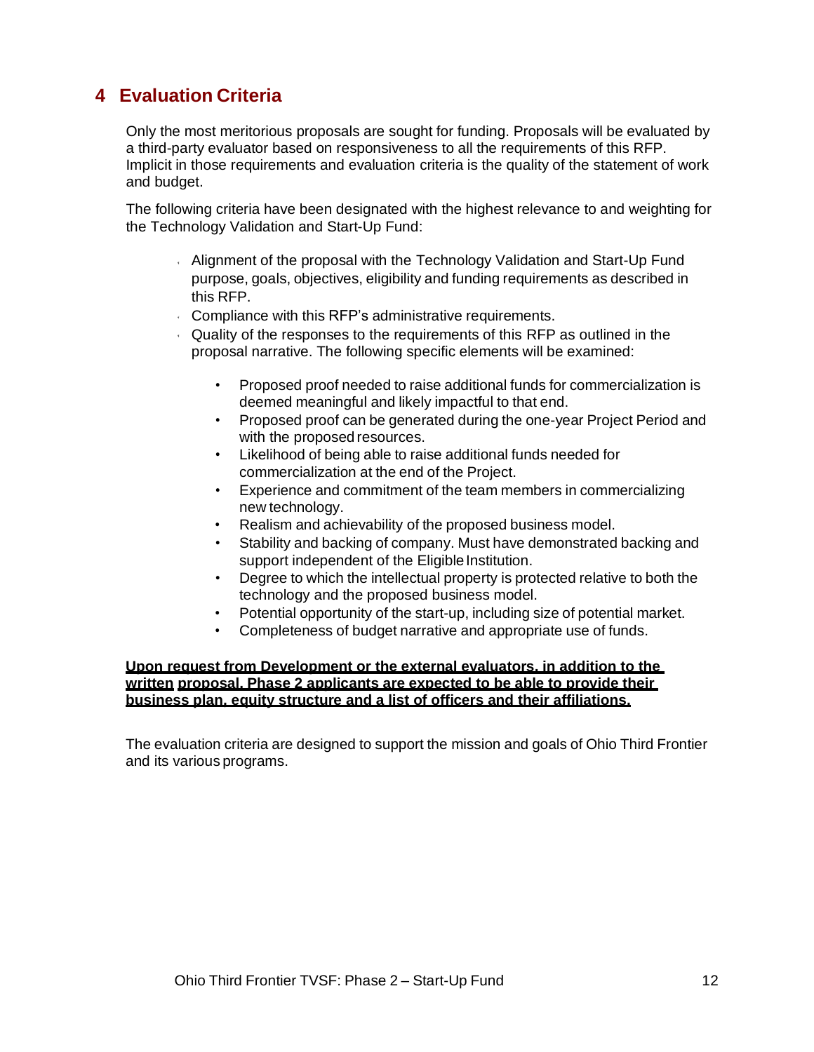## 4 Evaluation Criteria

Only the most meritorious proposals are sought for funding. Proposals will be evaluated by a third-party evaluator based on responsiveness to all the requirements of this RFP. Implicit in those requirements and evaluation criteria is the quality of the statement of work and budget.

The following criteria have been designated with the highest relevance to and weighting for the Technology Validation and Start-Up Fund:

- Alignment of the proposal with the Technology Validation and Start-Up Fund purpose, goals, objectives, eligibility and funding requirements as described in this RFP.
- Compliance with this RFP's administrative requirements.
- Quality of the responses to the requirements of this RFP as outlined in the proposal narrative. The following specific elements will be examined:
  - Proposed proof needed to raise additional funds for commercialization is deemed meaningful and likely impactful to that end.
  - Proposed proof can be generated during the one-year Project Period and with the proposed resources.
  - Likelihood of being able to raise additional funds needed for commercialization at the end of the Project.
  - Experience and commitment of the team members in commercializing new technology.
  - Realism and achievability of the proposed business model.
  - Stability and backing of company. Must have demonstrated backing and support independent of the Eligible Institution.
  - Degree to which the intellectual property is protected relative to both the technology and the proposed business model.
  - Potential opportunity of the start-up, including size of potential market.
  - Completeness of budget narrative and appropriate use of funds.

**Upon request from Development or the external evaluators, in addition to the written proposal, Phase 2 applicants are expected to be able to provide their business plan, equity structure and a list of officers and their affiliations.**

The evaluation criteria are designed to support the mission and goals of Ohio Third Frontier and its various programs.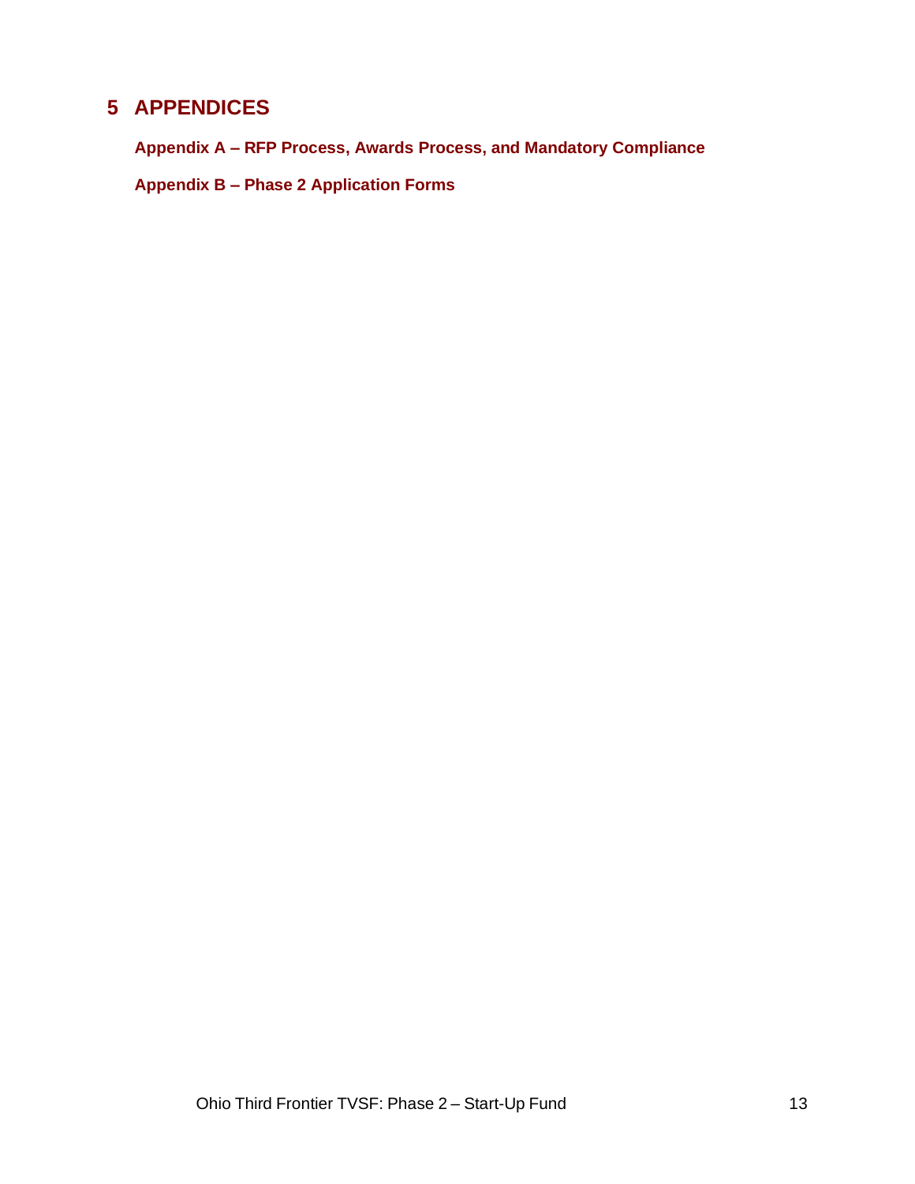# 5 APPENDICES

**Appendix A – RFP Process, Awards Process, and Mandatory Compliance**

**Appendix B – Phase 2 Application Forms**